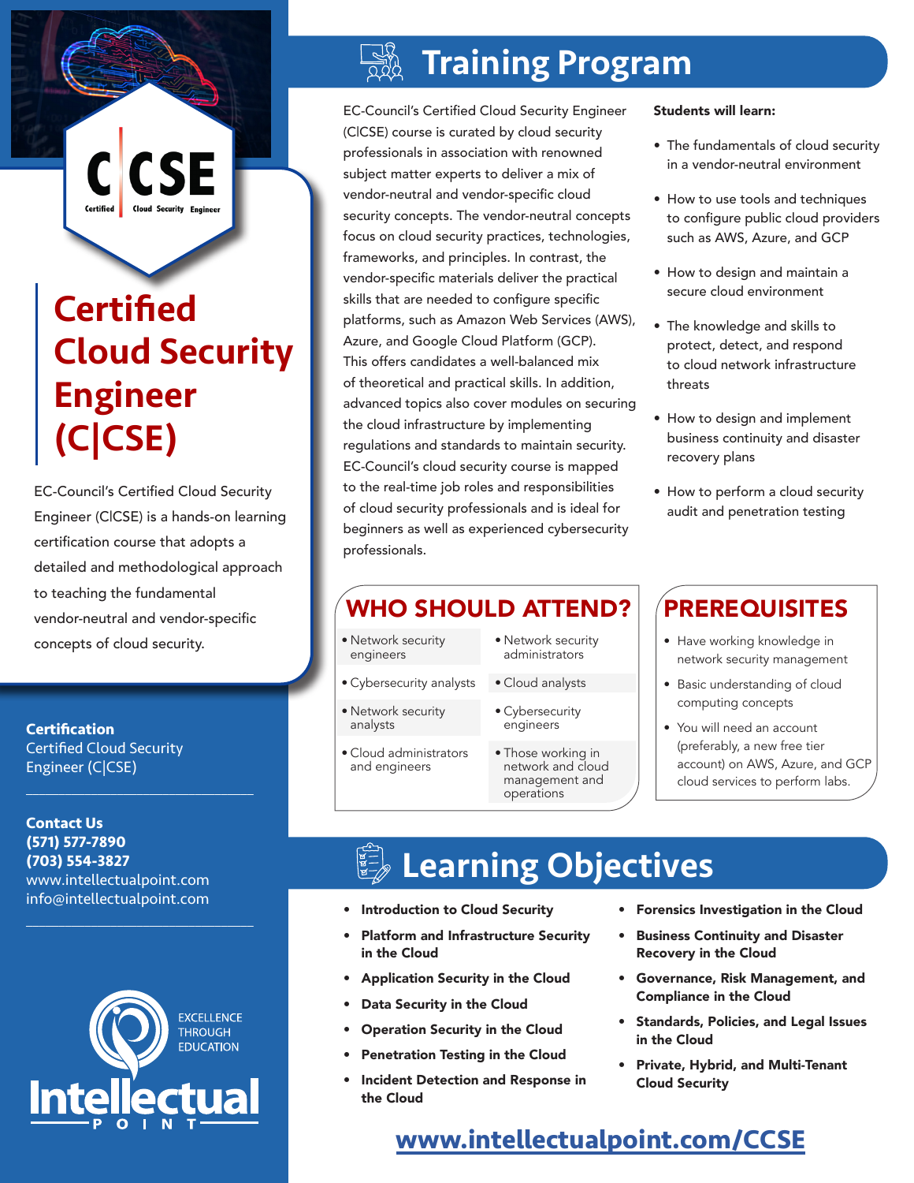# Certified Cloud Security Engineer (C|CSE)

EC-Council's Certified Cloud Security Engineer (C|CSE) is a hands-on learning certification course that adopts a detailed and methodological approach to teaching the fundamental vendor-neutral and vendor-specific concepts of cloud security.

**Certification**
Certified Cloud Security Engineer (C|CSE)

**Contact Us**
**(571) 577-7890**
**(703) 554-3827**
www.intellectualpoint.com
info@intellectualpoint.com

EXCELLENCE THROUGH EDUCATION
Intellectual Point

## Training Program

EC-Council's Certified Cloud Security Engineer (C|CSE) course is curated by cloud security professionals in association with renowned subject matter experts to deliver a mix of vendor-neutral and vendor-specific cloud security concepts. The vendor-neutral concepts focus on cloud security practices, technologies, frameworks, and principles. In contrast, the vendor-specific materials deliver the practical skills that are needed to configure specific platforms, such as Amazon Web Services (AWS), Azure, and Google Cloud Platform (GCP). This offers candidates a well-balanced mix of theoretical and practical skills. In addition, advanced topics also cover modules on securing the cloud infrastructure by implementing regulations and standards to maintain security. EC-Council's cloud security course is mapped to the real-time job roles and responsibilities of cloud security professionals and is ideal for beginners as well as experienced cybersecurity professionals.

**Students will learn:**

- The fundamentals of cloud security in a vendor-neutral environment
- How to use tools and techniques to configure public cloud providers such as AWS, Azure, and GCP
- How to design and maintain a secure cloud environment
- The knowledge and skills to protect, detect, and respond to cloud network infrastructure threats
- How to design and implement business continuity and disaster recovery plans
- How to perform a cloud security audit and penetration testing

## WHO SHOULD ATTEND?

- Network security engineers
- Network security administrators
- Cybersecurity analysts
- Cloud analysts
- Network security analysts
- Cybersecurity engineers
- Cloud administrators and engineers
- Those working in network and cloud management and operations

## PREREQUISITES

- Have working knowledge in network security management
- Basic understanding of cloud computing concepts
- You will need an account (preferably, a new free tier account) on AWS, Azure, and GCP cloud services to perform labs.

## Learning Objectives

- **Introduction to Cloud Security**
- **Platform and Infrastructure Security in the Cloud**
- **Application Security in the Cloud**
- **Data Security in the Cloud**
- **Operation Security in the Cloud**
- **Penetration Testing in the Cloud**
- **Incident Detection and Response in the Cloud**
- **Forensics Investigation in the Cloud**
- **Business Continuity and Disaster Recovery in the Cloud**
- **Governance, Risk Management, and Compliance in the Cloud**
- **Standards, Policies, and Legal Issues in the Cloud**
- **Private, Hybrid, and Multi-Tenant Cloud Security**

**www.intellectualpoint.com/CCSE**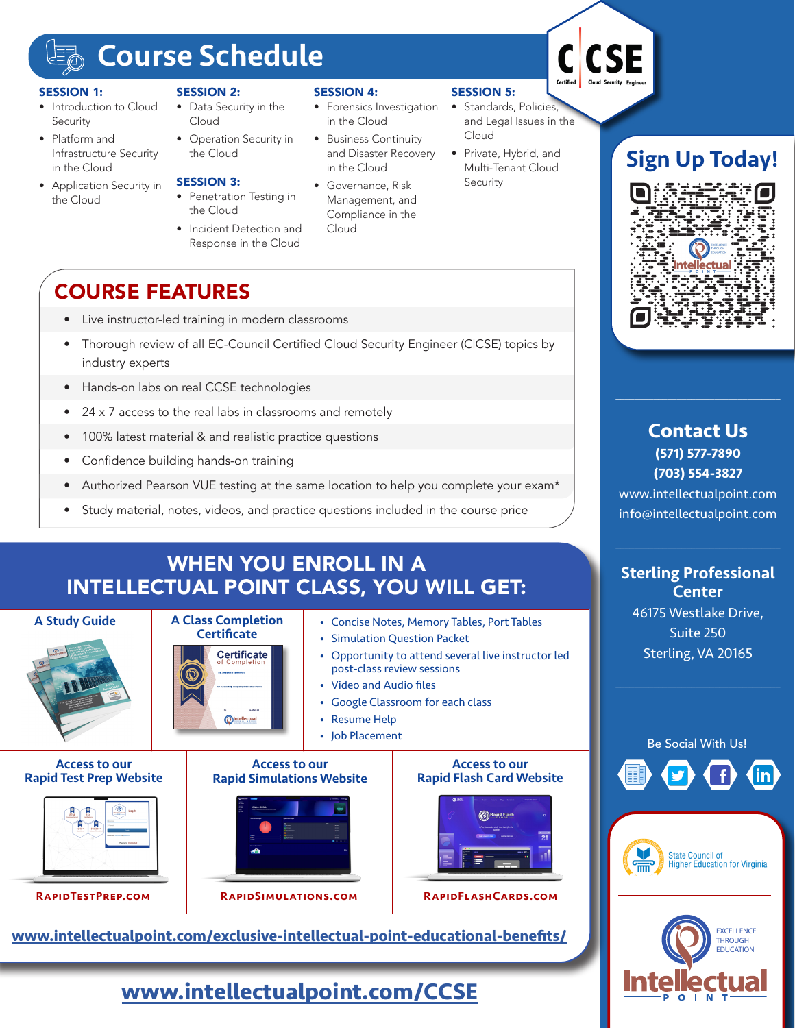# Course Schedule

**SESSION 1:**
- Introduction to Cloud Security
- Platform and Infrastructure Security in the Cloud
- Application Security in the Cloud

**SESSION 2:**
- Data Security in the Cloud
- Operation Security in the Cloud

**SESSION 3:**
- Penetration Testing in the Cloud
- Incident Detection and Response in the Cloud

**SESSION 4:**
- Forensics Investigation in the Cloud
- Business Continuity and Disaster Recovery in the Cloud
- Governance, Risk Management, and Compliance in the Cloud

**SESSION 5:**
- Standards, Policies, and Legal Issues in the Cloud
- Private, Hybrid, and Multi-Tenant Cloud Security

C|CSE Certified Cloud Security Engineer

## COURSE FEATURES

- Live instructor-led training in modern classrooms
- Thorough review of all EC-Council Certified Cloud Security Engineer (C|CSE) topics by industry experts
- Hands-on labs on real CCSE technologies
- 24 x 7 access to the real labs in classrooms and remotely
- 100% latest material & and realistic practice questions
- Confidence building hands-on training
- Authorized Pearson VUE testing at the same location to help you complete your exam*
- Study material, notes, videos, and practice questions included in the course price

## WHEN YOU ENROLL IN A INTELLECTUAL POINT CLASS, YOU WILL GET:

**A Study Guide**

**A Class Completion Certificate**

- Concise Notes, Memory Tables, Port Tables
- Simulation Question Packet
- Opportunity to attend several live instructor led post-class review sessions
- Video and Audio files
- Google Classroom for each class
- Resume Help
- Job Placement

**Access to our Rapid Test Prep Website**
RAPIDTESTPREP.COM

**Access to our Rapid Simulations Website**
RAPIDSIMULATIONS.COM

**Access to our Rapid Flash Card Website**
RAPIDFLASHCARDS.COM

www.intellectualpoint.com/exclusive-intellectual-point-educational-benefits/

## Sign Up Today!

## Contact Us

**(571) 577-7890**
**(703) 554-3827**
www.intellectualpoint.com
info@intellectualpoint.com

## Sterling Professional Center

46175 Westlake Drive,
Suite 250
Sterling, VA 20165

Be Social With Us!

State Council of Higher Education for Virginia

Intellectual Point — Excellence Through Education

**www.intellectualpoint.com/CCSE**